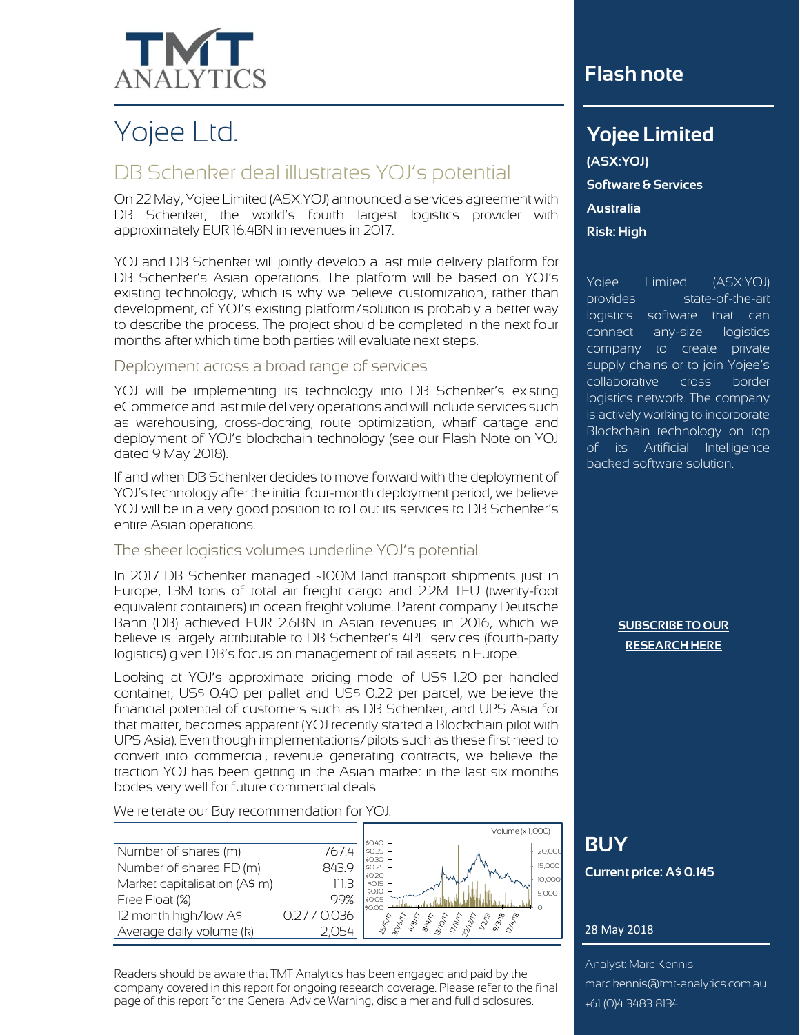# Yojee Ltd.

## DB Schenker deal illustrates YOJ's potential

On 22 May, Yojee Limited (ASX:YOJ) announced a services agreement with DB Schenker, the world's fourth largest logistics provider with approximately EUR 16.4BN in revenues in 2017.

YOJ and DB Schenker will jointly develop a last mile delivery platform for DB Schenker's Asian operations. The platform will be based on YOJ's existing technology, which is why we believe customization, rather than development, of YOJ's existing platform/solution is probably a better way to describe the process. The project should be completed in the next four months after which time both parties will evaluate next steps.

### Deployment across a broad range of services

YOJ will be implementing its technology into DB Schenker's existing eCommerce and last mile delivery operations and will include services such as warehousing, cross-docking, route optimization, wharf cartage and deployment of YOJ's blockchain technology (see our Flash Note on YOJ dated 9 May 2018).

If and when DB Schenker decides to move forward with the deployment of YOJ's technology after the initial four-month deployment period, we believe YOJ will be in a very good position to roll out its services to DB Schenker's entire Asian operations.

### The sheer logistics volumes underline YOJ's potential

In 2017 DB Schenker managed ~100M land transport shipments just in Europe, 1.3M tons of total air freight cargo and 2.2M TEU (twenty-foot equivalent containers) in ocean freight volume. Parent company Deutsche Bahn (DB) achieved EUR 2.6BN in Asian revenues in 2016, which we believe is largely attributable to DB Schenker's 4PL services (fourth-party logistics) given DB's focus on management of rail assets in Europe.

Looking at YOJ's approximate pricing model of US$ 1.20 per handled container, US$ 0.40 per pallet and US$ 0.22 per parcel, we believe the financial potential of customers such as DB Schenker, and UPS Asia for that matter, becomes apparent (YOJ recently started a Blockchain pilot with UPS Asia). Even though implementations/pilots such as these first need to convert into commercial, revenue generating contracts, we believe the traction YOJ has been getting in the Asian market in the last six months bodes very well for future commercial deals.

We reiterate our Buy recommendation for YOJ.

| | |
|---|---|
| Number of shares (m) | 767.4 |
| Number of shares FD (m) | 843.9 |
| Market capitalisation (A$ m) | 111.3 |
| Free Float (%) | 99% |
| 12 month high/low A$ | 0.27 / 0.036 |
| Average daily volume (k) | 2,054 |

Readers should be aware that TMT Analytics has been engaged and paid by the company covered in this report for ongoing research coverage. Please refer to the final page of this report for the General Advice Warning, disclaimer and full disclosures.

## Flash note

## Yojee Limited

**(ASX:YOJ)**

**Software & Services**

**Australia**

**Risk: High**

Yojee Limited (ASX:YOJ) provides state-of-the-art logistics software that can connect any-size logistics company to create private supply chains or to join Yojee's collaborative cross border logistics network. The company is actively working to incorporate Blockchain technology on top of its Artificial Intelligence backed software solution.

**SUBSCRIBE TO OUR RESEARCH HERE**

## BUY

**Current price: A$ 0.145**

28 May 2018

Analyst: Marc Kennis
marc.kennis@tmt-analytics.com.au
+61 (0)4 3483 8134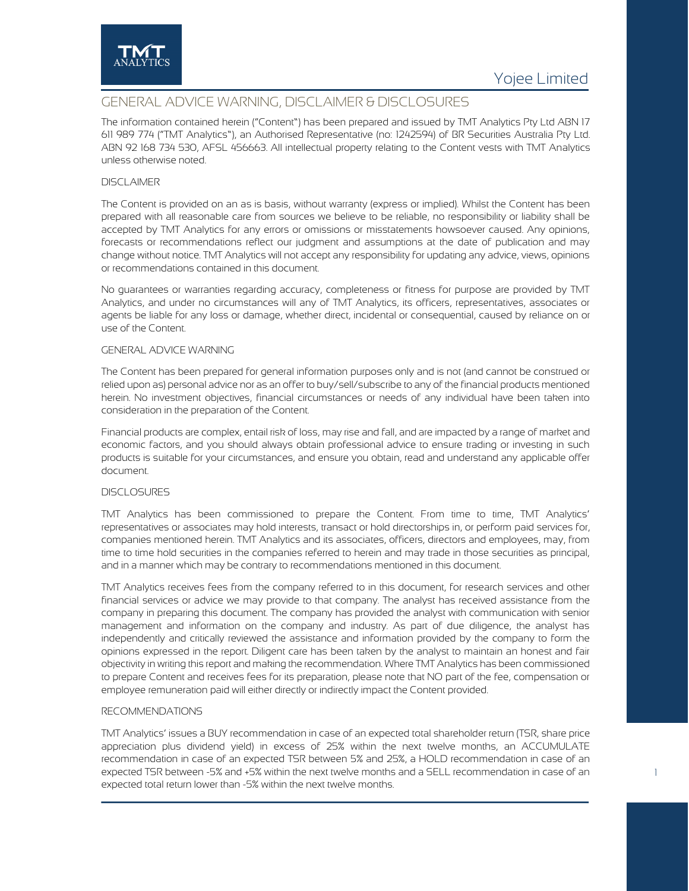# GENERAL ADVICE WARNING, DISCLAIMER & DISCLOSURES

The information contained herein ("Content") has been prepared and issued by TMT Analytics Pty Ltd ABN 17 611 989 774 ("TMT Analytics"), an Authorised Representative (no: 1242594) of BR Securities Australia Pty Ltd. ABN 92 168 734 530, AFSL 456663. All intellectual property relating to the Content vests with TMT Analytics unless otherwise noted.

## DISCLAIMER

The Content is provided on an as is basis, without warranty (express or implied). Whilst the Content has been prepared with all reasonable care from sources we believe to be reliable, no responsibility or liability shall be accepted by TMT Analytics for any errors or omissions or misstatements howsoever caused. Any opinions, forecasts or recommendations reflect our judgment and assumptions at the date of publication and may change without notice. TMT Analytics will not accept any responsibility for updating any advice, views, opinions or recommendations contained in this document.

No guarantees or warranties regarding accuracy, completeness or fitness for purpose are provided by TMT Analytics, and under no circumstances will any of TMT Analytics, its officers, representatives, associates or agents be liable for any loss or damage, whether direct, incidental or consequential, caused by reliance on or use of the Content.

## GENERAL ADVICE WARNING

The Content has been prepared for general information purposes only and is not (and cannot be construed or relied upon as) personal advice nor as an offer to buy/sell/subscribe to any of the financial products mentioned herein. No investment objectives, financial circumstances or needs of any individual have been taken into consideration in the preparation of the Content.

Financial products are complex, entail risk of loss, may rise and fall, and are impacted by a range of market and economic factors, and you should always obtain professional advice to ensure trading or investing in such products is suitable for your circumstances, and ensure you obtain, read and understand any applicable offer document.

## DISCLOSURES

TMT Analytics has been commissioned to prepare the Content. From time to time, TMT Analytics' representatives or associates may hold interests, transact or hold directorships in, or perform paid services for, companies mentioned herein. TMT Analytics and its associates, officers, directors and employees, may, from time to time hold securities in the companies referred to herein and may trade in those securities as principal, and in a manner which may be contrary to recommendations mentioned in this document.

TMT Analytics receives fees from the company referred to in this document, for research services and other financial services or advice we may provide to that company. The analyst has received assistance from the company in preparing this document. The company has provided the analyst with communication with senior management and information on the company and industry. As part of due diligence, the analyst has independently and critically reviewed the assistance and information provided by the company to form the opinions expressed in the report. Diligent care has been taken by the analyst to maintain an honest and fair objectivity in writing this report and making the recommendation. Where TMT Analytics has been commissioned to prepare Content and receives fees for its preparation, please note that NO part of the fee, compensation or employee remuneration paid will either directly or indirectly impact the Content provided.

## RECOMMENDATIONS

TMT Analytics' issues a BUY recommendation in case of an expected total shareholder return (TSR, share price appreciation plus dividend yield) in excess of 25% within the next twelve months, an ACCUMULATE recommendation in case of an expected TSR between 5% and 25%, a HOLD recommendation in case of an expected TSR between -5% and +5% within the next twelve months and a SELL recommendation in case of an expected total return lower than -5% within the next twelve months.